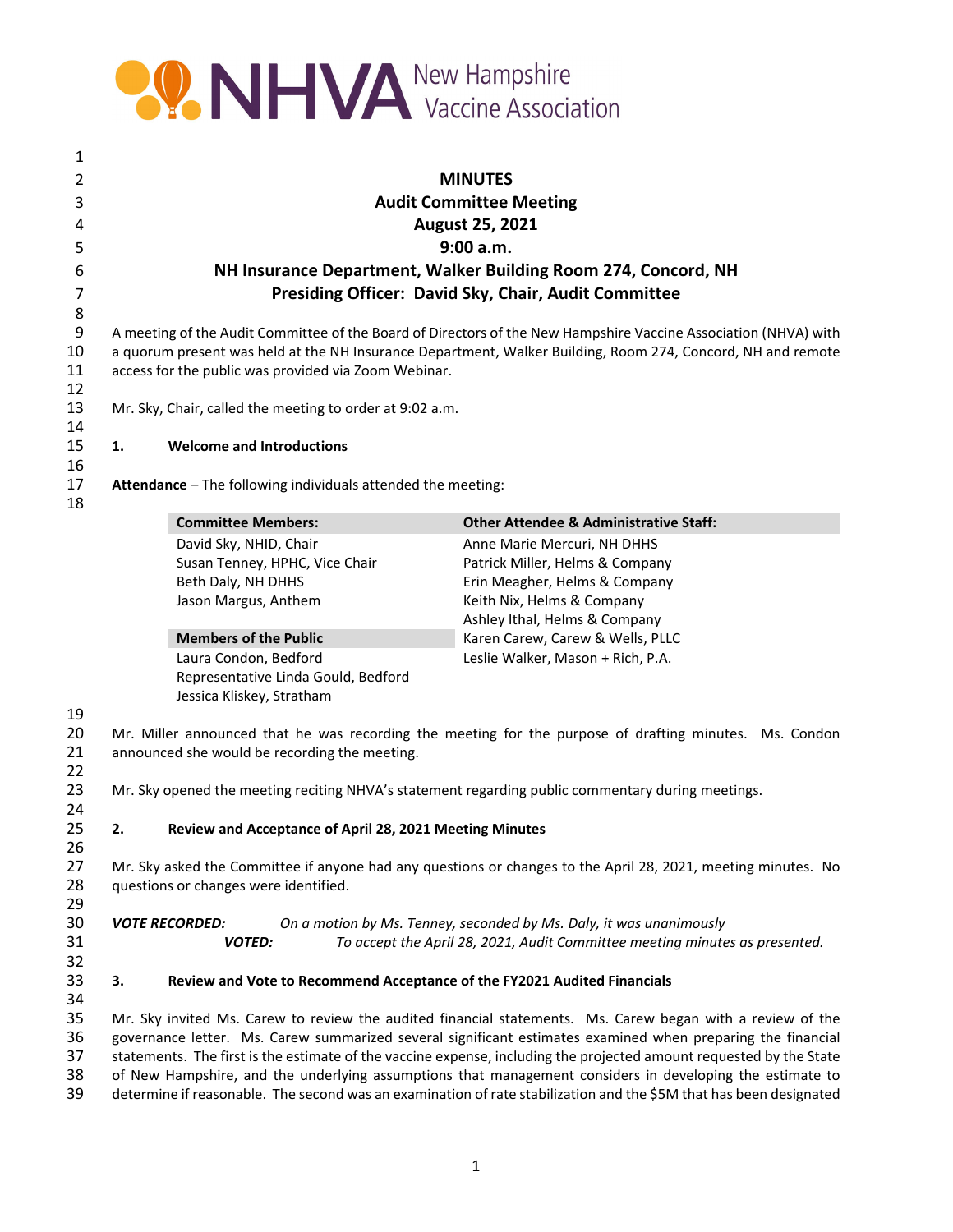New Hampshire Vaccine Association

# MINUTES
## Audit Committee Meeting
## August 25, 2021
## 9:00 a.m.
## NH Insurance Department, Walker Building Room 274, Concord, NH
## Presiding Officer: David Sky, Chair, Audit Committee

A meeting of the Audit Committee of the Board of Directors of the New Hampshire Vaccine Association (NHVA) with a quorum present was held at the NH Insurance Department, Walker Building, Room 274, Concord, NH and remote access for the public was provided via Zoom Webinar.

Mr. Sky, Chair, called the meeting to order at 9:02 a.m.

### 1. Welcome and Introductions

**Attendance** – The following individuals attended the meeting:

| Committee Members: | Other Attendee & Administrative Staff: |
|---|---|
| David Sky, NHID, Chair | Anne Marie Mercuri, NH DHHS |
| Susan Tenney, HPHC, Vice Chair | Patrick Miller, Helms & Company |
| Beth Daly, NH DHHS | Erin Meagher, Helms & Company |
| Jason Margus, Anthem | Keith Nix, Helms & Company |
| | Ashley Ithal, Helms & Company |
| **Members of the Public** | Karen Carew, Carew & Wells, PLLC |
| Laura Condon, Bedford | Leslie Walker, Mason + Rich, P.A. |
| Representative Linda Gould, Bedford | |
| Jessica Kliskey, Stratham | |

Mr. Miller announced that he was recording the meeting for the purpose of drafting minutes. Ms. Condon announced she would be recording the meeting.

Mr. Sky opened the meeting reciting NHVA's statement regarding public commentary during meetings.

### 2. Review and Acceptance of April 28, 2021 Meeting Minutes

Mr. Sky asked the Committee if anyone had any questions or changes to the April 28, 2021, meeting minutes. No questions or changes were identified.

***VOTE RECORDED:*** *On a motion by Ms. Tenney, seconded by Ms. Daly, it was unanimously*
***VOTED:*** *To accept the April 28, 2021, Audit Committee meeting minutes as presented.*

### 3. Review and Vote to Recommend Acceptance of the FY2021 Audited Financials

Mr. Sky invited Ms. Carew to review the audited financial statements. Ms. Carew began with a review of the governance letter. Ms. Carew summarized several significant estimates examined when preparing the financial statements. The first is the estimate of the vaccine expense, including the projected amount requested by the State of New Hampshire, and the underlying assumptions that management considers in developing the estimate to determine if reasonable. The second was an examination of rate stabilization and the $5M that has been designated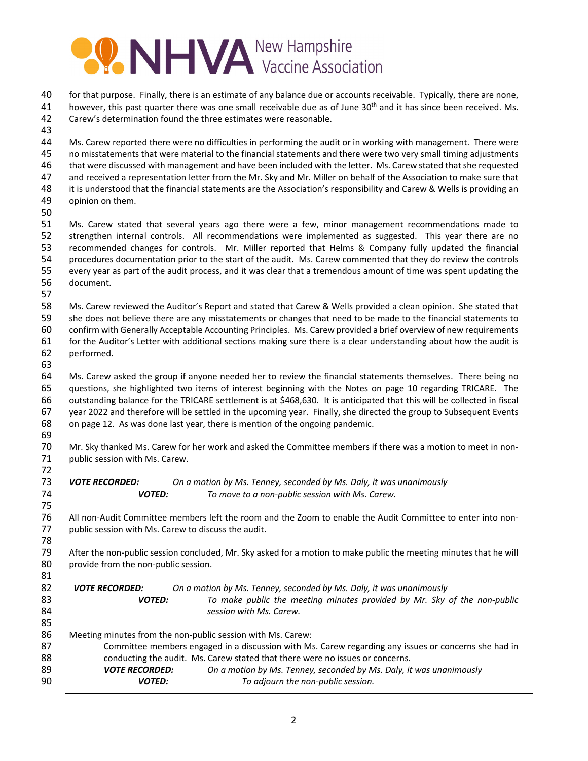for that purpose. Finally, there is an estimate of any balance due or accounts receivable. Typically, there are none, however, this past quarter there was one small receivable due as of June 30th and it has since been received. Ms. Carew's determination found the three estimates were reasonable.

Ms. Carew reported there were no difficulties in performing the audit or in working with management. There were no misstatements that were material to the financial statements and there were two very small timing adjustments that were discussed with management and have been included with the letter. Ms. Carew stated that she requested and received a representation letter from the Mr. Sky and Mr. Miller on behalf of the Association to make sure that it is understood that the financial statements are the Association's responsibility and Carew & Wells is providing an opinion on them.

Ms. Carew stated that several years ago there were a few, minor management recommendations made to strengthen internal controls. All recommendations were implemented as suggested. This year there are no recommended changes for controls. Mr. Miller reported that Helms & Company fully updated the financial procedures documentation prior to the start of the audit. Ms. Carew commented that they do review the controls every year as part of the audit process, and it was clear that a tremendous amount of time was spent updating the document.

Ms. Carew reviewed the Auditor's Report and stated that Carew & Wells provided a clean opinion. She stated that she does not believe there are any misstatements or changes that need to be made to the financial statements to confirm with Generally Acceptable Accounting Principles. Ms. Carew provided a brief overview of new requirements for the Auditor's Letter with additional sections making sure there is a clear understanding about how the audit is performed.

Ms. Carew asked the group if anyone needed her to review the financial statements themselves. There being no questions, she highlighted two items of interest beginning with the Notes on page 10 regarding TRICARE. The outstanding balance for the TRICARE settlement is at $468,630. It is anticipated that this will be collected in fiscal year 2022 and therefore will be settled in the upcoming year. Finally, she directed the group to Subsequent Events on page 12. As was done last year, there is mention of the ongoing pandemic.

Mr. Sky thanked Ms. Carew for her work and asked the Committee members if there was a motion to meet in non-public session with Ms. Carew.

***VOTE RECORDED:*** *On a motion by Ms. Tenney, seconded by Ms. Daly, it was unanimously*
***VOTED:*** *To move to a non-public session with Ms. Carew.*

All non-Audit Committee members left the room and the Zoom to enable the Audit Committee to enter into non-public session with Ms. Carew to discuss the audit.

After the non-public session concluded, Mr. Sky asked for a motion to make public the meeting minutes that he will provide from the non-public session.

***VOTE RECORDED:*** *On a motion by Ms. Tenney, seconded by Ms. Daly, it was unanimously*
***VOTED:*** *To make public the meeting minutes provided by Mr. Sky of the non-public session with Ms. Carew.*

> Meeting minutes from the non-public session with Ms. Carew:
>
> Committee members engaged in a discussion with Ms. Carew regarding any issues or concerns she had in conducting the audit. Ms. Carew stated that there were no issues or concerns.
>
> ***VOTE RECORDED:*** *On a motion by Ms. Tenney, seconded by Ms. Daly, it was unanimously*
> ***VOTED:*** *To adjourn the non-public session.*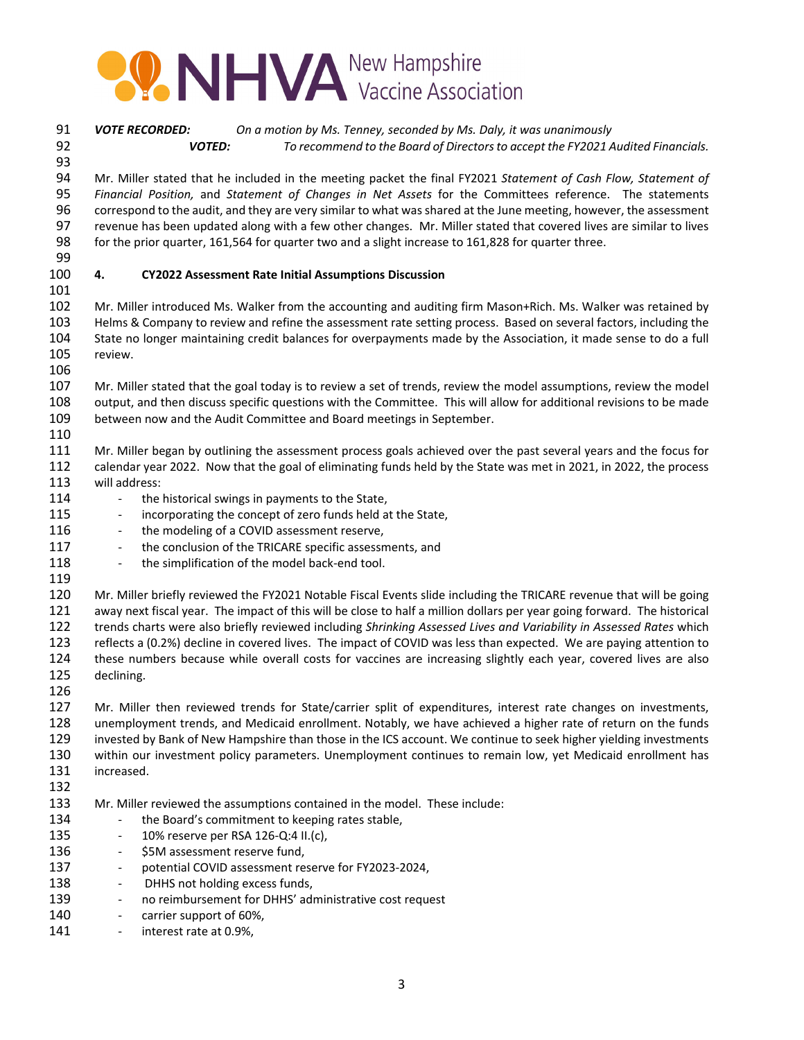*VOTE RECORDED:* *On a motion by Ms. Tenney, seconded by Ms. Daly, it was unanimously*

***VOTED:*** *To recommend to the Board of Directors to accept the FY2021 Audited Financials.*

Mr. Miller stated that he included in the meeting packet the final FY2021 *Statement of Cash Flow, Statement of Financial Position,* and *Statement of Changes in Net Assets* for the Committees reference. The statements correspond to the audit, and they are very similar to what was shared at the June meeting, however, the assessment revenue has been updated along with a few other changes. Mr. Miller stated that covered lives are similar to lives for the prior quarter, 161,564 for quarter two and a slight increase to 161,828 for quarter three.

**4. CY2022 Assessment Rate Initial Assumptions Discussion**

Mr. Miller introduced Ms. Walker from the accounting and auditing firm Mason+Rich. Ms. Walker was retained by Helms & Company to review and refine the assessment rate setting process. Based on several factors, including the State no longer maintaining credit balances for overpayments made by the Association, it made sense to do a full review.

Mr. Miller stated that the goal today is to review a set of trends, review the model assumptions, review the model output, and then discuss specific questions with the Committee. This will allow for additional revisions to be made between now and the Audit Committee and Board meetings in September.

Mr. Miller began by outlining the assessment process goals achieved over the past several years and the focus for calendar year 2022. Now that the goal of eliminating funds held by the State was met in 2021, in 2022, the process will address:

- the historical swings in payments to the State,
- incorporating the concept of zero funds held at the State,
- the modeling of a COVID assessment reserve,
- the conclusion of the TRICARE specific assessments, and
- the simplification of the model back-end tool.

Mr. Miller briefly reviewed the FY2021 Notable Fiscal Events slide including the TRICARE revenue that will be going away next fiscal year. The impact of this will be close to half a million dollars per year going forward. The historical trends charts were also briefly reviewed including *Shrinking Assessed Lives and Variability in Assessed Rates* which reflects a (0.2%) decline in covered lives. The impact of COVID was less than expected. We are paying attention to these numbers because while overall costs for vaccines are increasing slightly each year, covered lives are also declining.

Mr. Miller then reviewed trends for State/carrier split of expenditures, interest rate changes on investments, unemployment trends, and Medicaid enrollment. Notably, we have achieved a higher rate of return on the funds invested by Bank of New Hampshire than those in the ICS account. We continue to seek higher yielding investments within our investment policy parameters. Unemployment continues to remain low, yet Medicaid enrollment has increased.

Mr. Miller reviewed the assumptions contained in the model. These include:

- the Board's commitment to keeping rates stable,
- 10% reserve per RSA 126-Q:4 II.(c),
- $5M assessment reserve fund,
- potential COVID assessment reserve for FY2023-2024,
- DHHS not holding excess funds,
- no reimbursement for DHHS' administrative cost request
- carrier support of 60%,
- interest rate at 0.9%,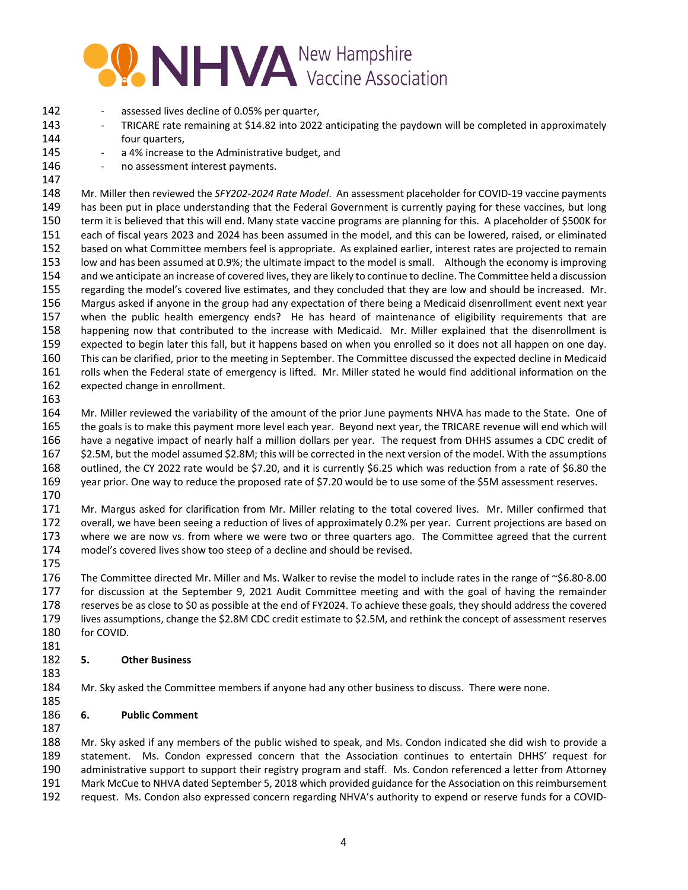- assessed lives decline of 0.05% per quarter,
- TRICARE rate remaining at $14.82 into 2022 anticipating the paydown will be completed in approximately four quarters,
- a 4% increase to the Administrative budget, and
- no assessment interest payments.

Mr. Miller then reviewed the *SFY202-2024 Rate Model*. An assessment placeholder for COVID-19 vaccine payments has been put in place understanding that the Federal Government is currently paying for these vaccines, but long term it is believed that this will end. Many state vaccine programs are planning for this. A placeholder of $500K for each of fiscal years 2023 and 2024 has been assumed in the model, and this can be lowered, raised, or eliminated based on what Committee members feel is appropriate. As explained earlier, interest rates are projected to remain low and has been assumed at 0.9%; the ultimate impact to the model is small. Although the economy is improving and we anticipate an increase of covered lives, they are likely to continue to decline. The Committee held a discussion regarding the model's covered live estimates, and they concluded that they are low and should be increased. Mr. Margus asked if anyone in the group had any expectation of there being a Medicaid disenrollment event next year when the public health emergency ends? He has heard of maintenance of eligibility requirements that are happening now that contributed to the increase with Medicaid. Mr. Miller explained that the disenrollment is expected to begin later this fall, but it happens based on when you enrolled so it does not all happen on one day. This can be clarified, prior to the meeting in September. The Committee discussed the expected decline in Medicaid rolls when the Federal state of emergency is lifted. Mr. Miller stated he would find additional information on the expected change in enrollment.

Mr. Miller reviewed the variability of the amount of the prior June payments NHVA has made to the State. One of the goals is to make this payment more level each year. Beyond next year, the TRICARE revenue will end which will have a negative impact of nearly half a million dollars per year. The request from DHHS assumes a CDC credit of $2.5M, but the model assumed $2.8M; this will be corrected in the next version of the model. With the assumptions outlined, the CY 2022 rate would be $7.20, and it is currently $6.25 which was reduction from a rate of $6.80 the year prior. One way to reduce the proposed rate of $7.20 would be to use some of the $5M assessment reserves.

Mr. Margus asked for clarification from Mr. Miller relating to the total covered lives. Mr. Miller confirmed that overall, we have been seeing a reduction of lives of approximately 0.2% per year. Current projections are based on where we are now vs. from where we were two or three quarters ago. The Committee agreed that the current model's covered lives show too steep of a decline and should be revised.

The Committee directed Mr. Miller and Ms. Walker to revise the model to include rates in the range of ~$6.80-8.00 for discussion at the September 9, 2021 Audit Committee meeting and with the goal of having the remainder reserves be as close to $0 as possible at the end of FY2024. To achieve these goals, they should address the covered lives assumptions, change the $2.8M CDC credit estimate to $2.5M, and rethink the concept of assessment reserves for COVID.

## 5. Other Business

Mr. Sky asked the Committee members if anyone had any other business to discuss. There were none.

## 6. Public Comment

Mr. Sky asked if any members of the public wished to speak, and Ms. Condon indicated she did wish to provide a statement. Ms. Condon expressed concern that the Association continues to entertain DHHS' request for administrative support to support their registry program and staff. Ms. Condon referenced a letter from Attorney Mark McCue to NHVA dated September 5, 2018 which provided guidance for the Association on this reimbursement request. Ms. Condon also expressed concern regarding NHVA's authority to expend or reserve funds for a COVID-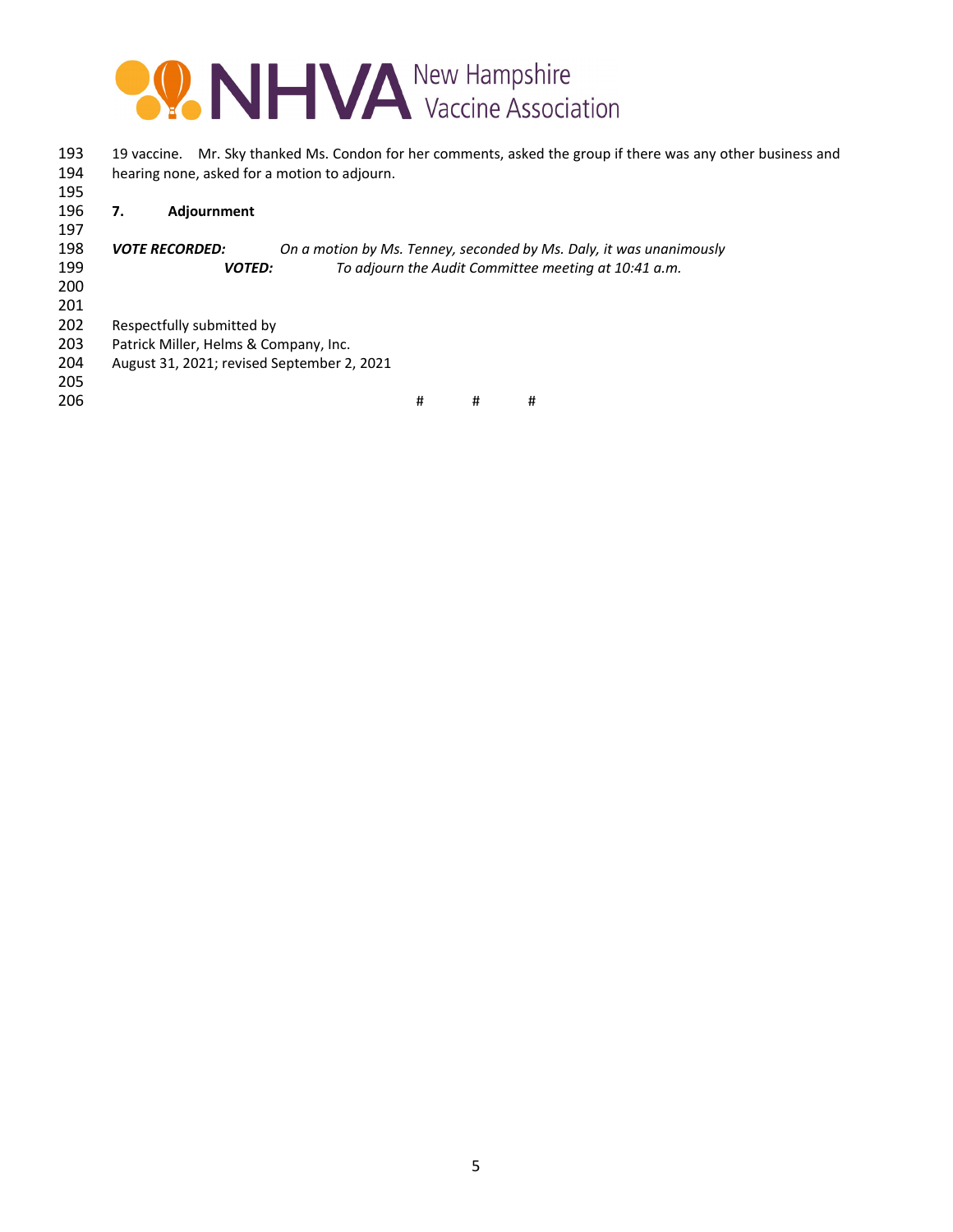19 vaccine. Mr. Sky thanked Ms. Condon for her comments, asked the group if there was any other business and hearing none, asked for a motion to adjourn.

**7. Adjournment**

***VOTE RECORDED:*** *On a motion by Ms. Tenney, seconded by Ms. Daly, it was unanimously*
***VOTED:*** *To adjourn the Audit Committee meeting at 10:41 a.m.*

Respectfully submitted by
Patrick Miller, Helms & Company, Inc.
August 31, 2021; revised September 2, 2021

# # #